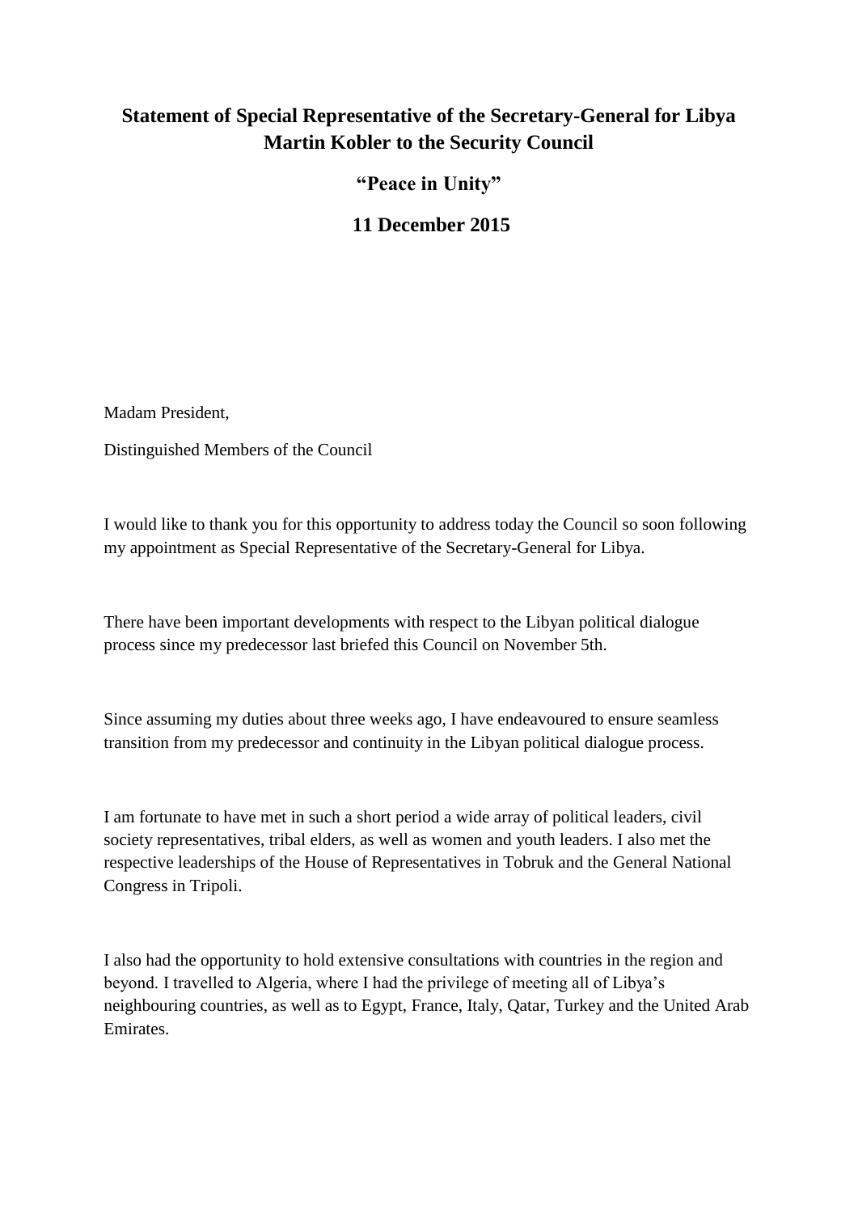# Statement of Special Representative of the Secretary-General for Libya Martin Kobler to the Security Council

## "Peace in Unity"

## 11 December 2015

Madam President,

Distinguished Members of the Council

I would like to thank you for this opportunity to address today the Council so soon following my appointment as Special Representative of the Secretary-General for Libya.

There have been important developments with respect to the Libyan political dialogue process since my predecessor last briefed this Council on November 5th.

Since assuming my duties about three weeks ago, I have endeavoured to ensure seamless transition from my predecessor and continuity in the Libyan political dialogue process.

I am fortunate to have met in such a short period a wide array of political leaders, civil society representatives, tribal elders, as well as women and youth leaders. I also met the respective leaderships of the House of Representatives in Tobruk and the General National Congress in Tripoli.

I also had the opportunity to hold extensive consultations with countries in the region and beyond. I travelled to Algeria, where I had the privilege of meeting all of Libya's neighbouring countries, as well as to Egypt, France, Italy, Qatar, Turkey and the United Arab Emirates.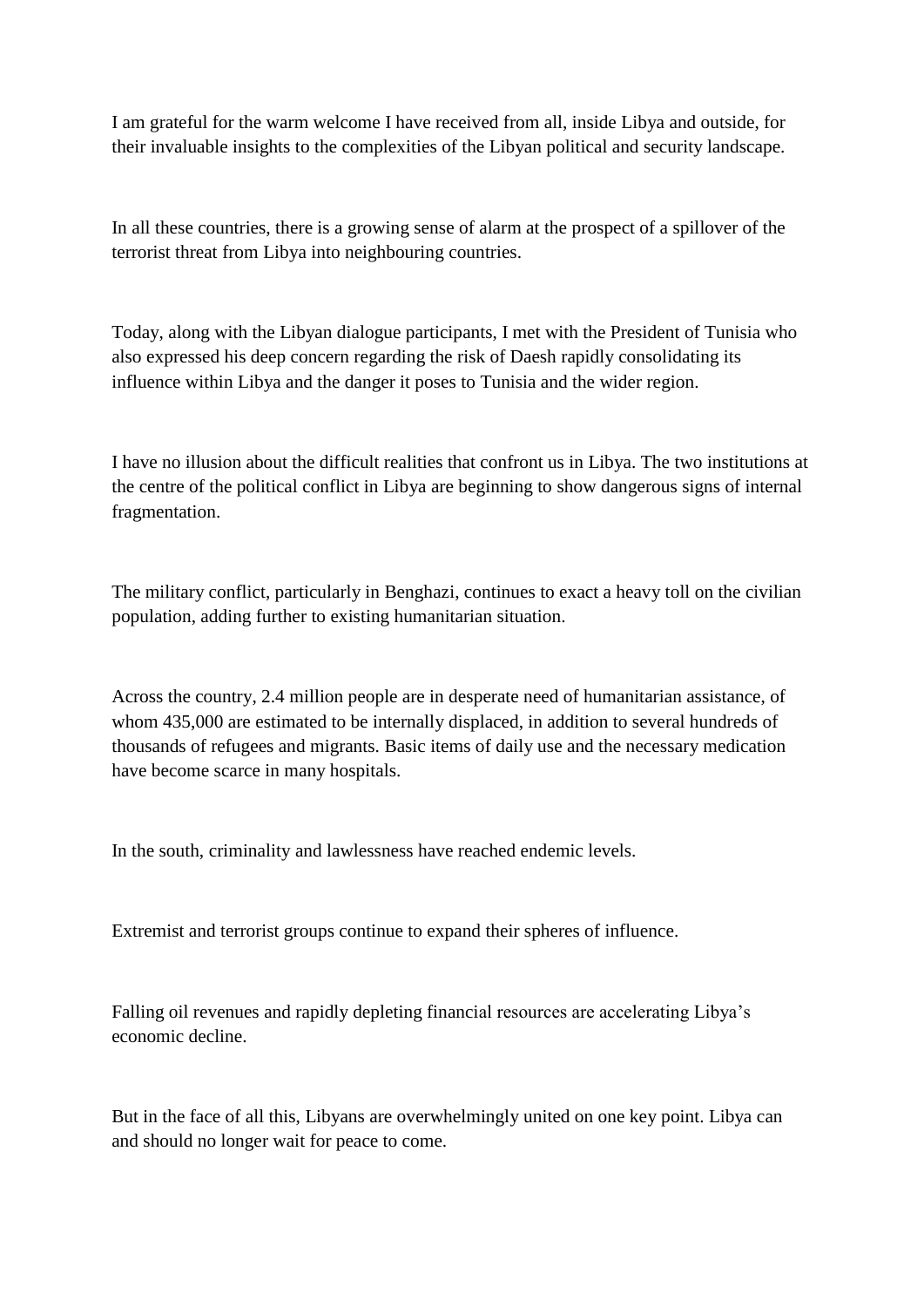I am grateful for the warm welcome I have received from all, inside Libya and outside, for their invaluable insights to the complexities of the Libyan political and security landscape.

In all these countries, there is a growing sense of alarm at the prospect of a spillover of the terrorist threat from Libya into neighbouring countries.

Today, along with the Libyan dialogue participants, I met with the President of Tunisia who also expressed his deep concern regarding the risk of Daesh rapidly consolidating its influence within Libya and the danger it poses to Tunisia and the wider region.

I have no illusion about the difficult realities that confront us in Libya. The two institutions at the centre of the political conflict in Libya are beginning to show dangerous signs of internal fragmentation.

The military conflict, particularly in Benghazi, continues to exact a heavy toll on the civilian population, adding further to existing humanitarian situation.

Across the country, 2.4 million people are in desperate need of humanitarian assistance, of whom 435,000 are estimated to be internally displaced, in addition to several hundreds of thousands of refugees and migrants. Basic items of daily use and the necessary medication have become scarce in many hospitals.

In the south, criminality and lawlessness have reached endemic levels.

Extremist and terrorist groups continue to expand their spheres of influence.

Falling oil revenues and rapidly depleting financial resources are accelerating Libya's economic decline.

But in the face of all this, Libyans are overwhelmingly united on one key point. Libya can and should no longer wait for peace to come.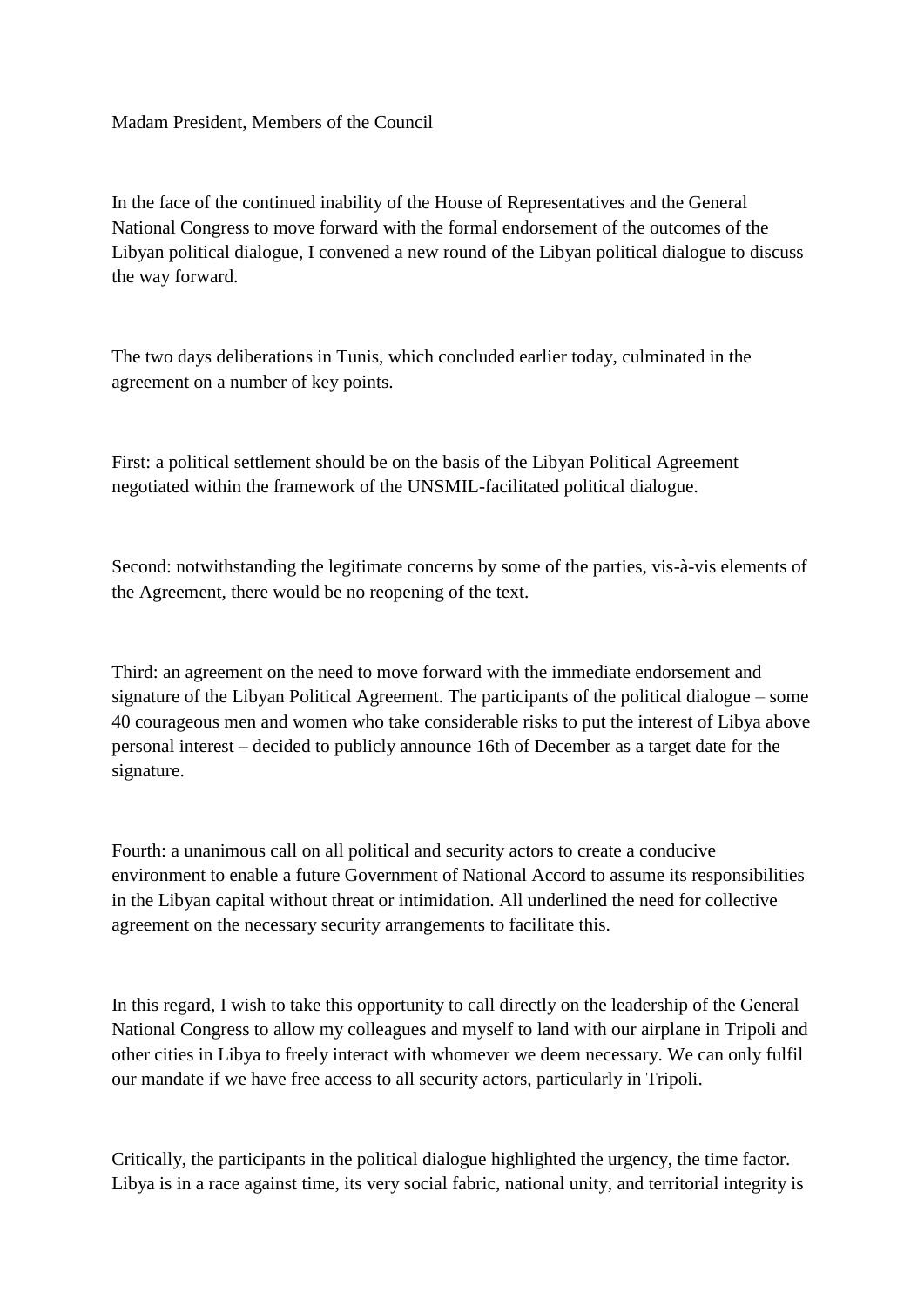Madam President, Members of the Council

In the face of the continued inability of the House of Representatives and the General National Congress to move forward with the formal endorsement of the outcomes of the Libyan political dialogue, I convened a new round of the Libyan political dialogue to discuss the way forward.

The two days deliberations in Tunis, which concluded earlier today, culminated in the agreement on a number of key points.

First: a political settlement should be on the basis of the Libyan Political Agreement negotiated within the framework of the UNSMIL-facilitated political dialogue.

Second: notwithstanding the legitimate concerns by some of the parties, vis-à-vis elements of the Agreement, there would be no reopening of the text.

Third: an agreement on the need to move forward with the immediate endorsement and signature of the Libyan Political Agreement. The participants of the political dialogue – some 40 courageous men and women who take considerable risks to put the interest of Libya above personal interest – decided to publicly announce 16th of December as a target date for the signature.

Fourth: a unanimous call on all political and security actors to create a conducive environment to enable a future Government of National Accord to assume its responsibilities in the Libyan capital without threat or intimidation. All underlined the need for collective agreement on the necessary security arrangements to facilitate this.

In this regard, I wish to take this opportunity to call directly on the leadership of the General National Congress to allow my colleagues and myself to land with our airplane in Tripoli and other cities in Libya to freely interact with whomever we deem necessary. We can only fulfil our mandate if we have free access to all security actors, particularly in Tripoli.

Critically, the participants in the political dialogue highlighted the urgency, the time factor. Libya is in a race against time, its very social fabric, national unity, and territorial integrity is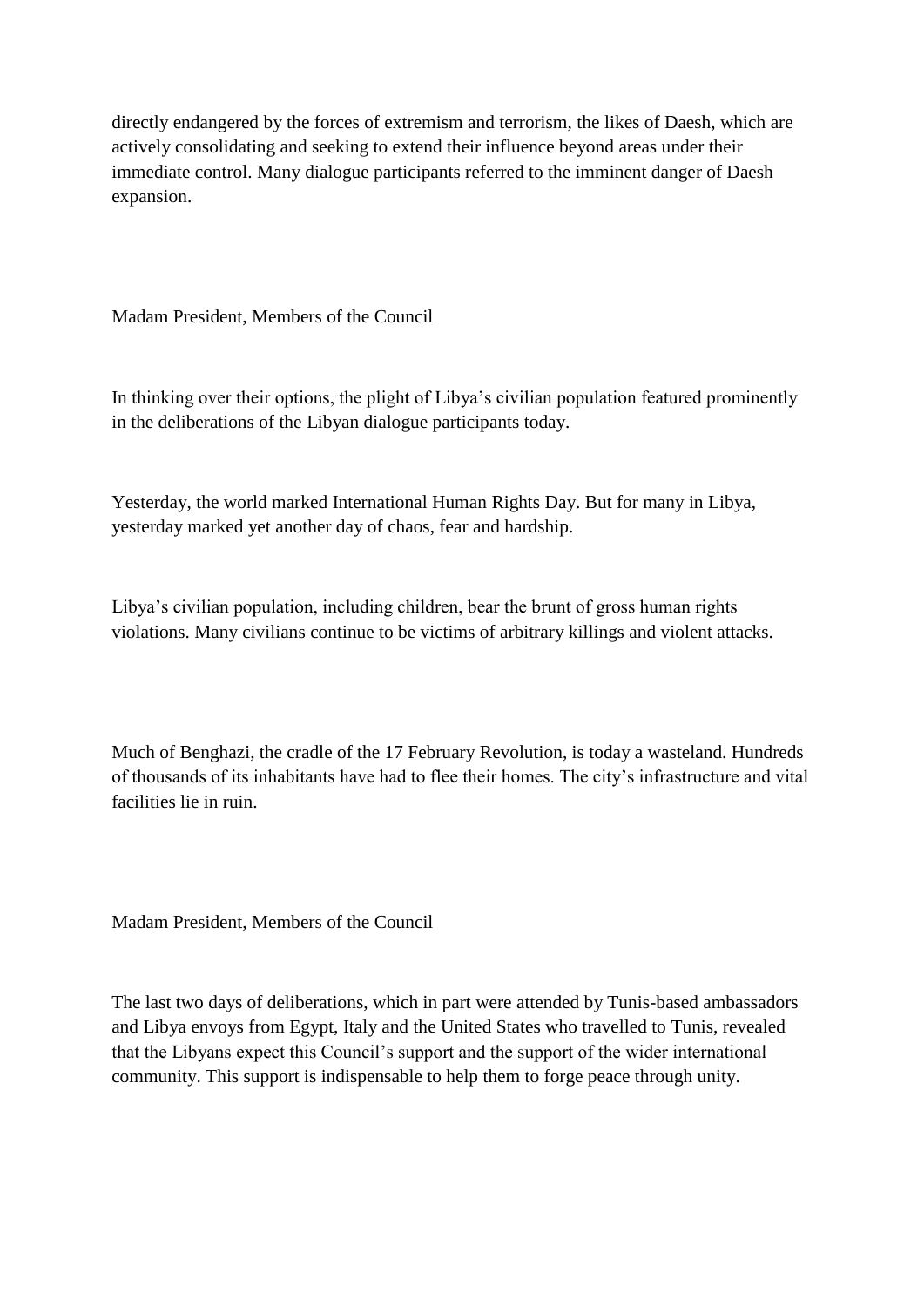directly endangered by the forces of extremism and terrorism, the likes of Daesh, which are actively consolidating and seeking to extend their influence beyond areas under their immediate control. Many dialogue participants referred to the imminent danger of Daesh expansion.

Madam President, Members of the Council

In thinking over their options, the plight of Libya's civilian population featured prominently in the deliberations of the Libyan dialogue participants today.

Yesterday, the world marked International Human Rights Day. But for many in Libya, yesterday marked yet another day of chaos, fear and hardship.

Libya's civilian population, including children, bear the brunt of gross human rights violations. Many civilians continue to be victims of arbitrary killings and violent attacks.

Much of Benghazi, the cradle of the 17 February Revolution, is today a wasteland. Hundreds of thousands of its inhabitants have had to flee their homes. The city's infrastructure and vital facilities lie in ruin.

Madam President, Members of the Council

The last two days of deliberations, which in part were attended by Tunis-based ambassadors and Libya envoys from Egypt, Italy and the United States who travelled to Tunis, revealed that the Libyans expect this Council's support and the support of the wider international community. This support is indispensable to help them to forge peace through unity.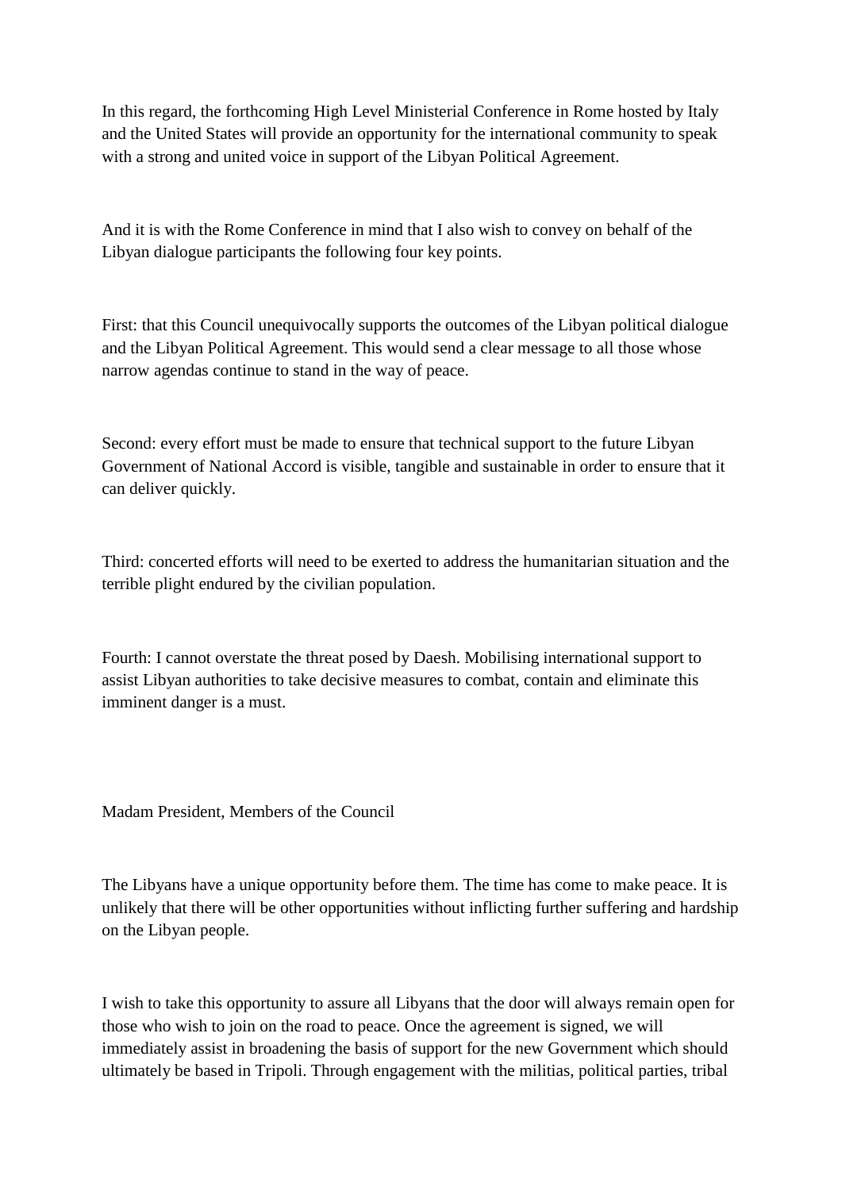In this regard, the forthcoming High Level Ministerial Conference in Rome hosted by Italy and the United States will provide an opportunity for the international community to speak with a strong and united voice in support of the Libyan Political Agreement.

And it is with the Rome Conference in mind that I also wish to convey on behalf of the Libyan dialogue participants the following four key points.

First: that this Council unequivocally supports the outcomes of the Libyan political dialogue and the Libyan Political Agreement. This would send a clear message to all those whose narrow agendas continue to stand in the way of peace.

Second: every effort must be made to ensure that technical support to the future Libyan Government of National Accord is visible, tangible and sustainable in order to ensure that it can deliver quickly.

Third: concerted efforts will need to be exerted to address the humanitarian situation and the terrible plight endured by the civilian population.

Fourth: I cannot overstate the threat posed by Daesh. Mobilising international support to assist Libyan authorities to take decisive measures to combat, contain and eliminate this imminent danger is a must.

Madam President, Members of the Council

The Libyans have a unique opportunity before them. The time has come to make peace. It is unlikely that there will be other opportunities without inflicting further suffering and hardship on the Libyan people.

I wish to take this opportunity to assure all Libyans that the door will always remain open for those who wish to join on the road to peace. Once the agreement is signed, we will immediately assist in broadening the basis of support for the new Government which should ultimately be based in Tripoli. Through engagement with the militias, political parties, tribal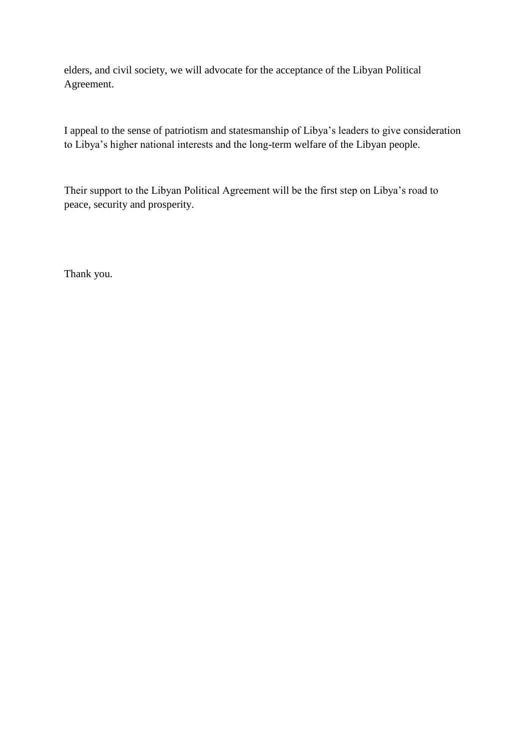elders, and civil society, we will advocate for the acceptance of the Libyan Political Agreement.

I appeal to the sense of patriotism and statesmanship of Libya's leaders to give consideration to Libya's higher national interests and the long-term welfare of the Libyan people.

Their support to the Libyan Political Agreement will be the first step on Libya's road to peace, security and prosperity.

Thank you.